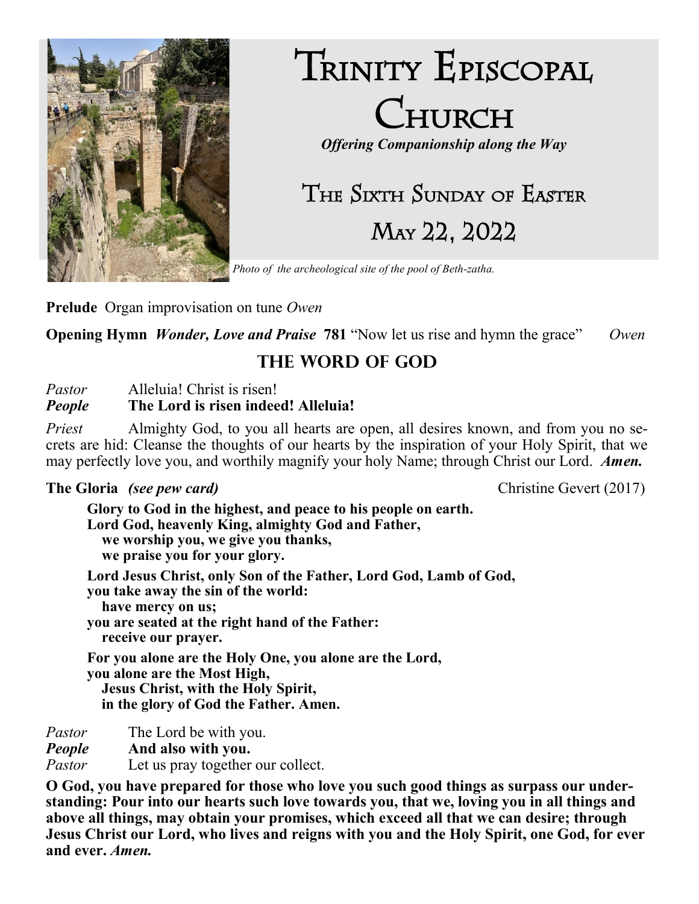# Trinity Episcopal Church

***Offering Companionship along the Way***

## The Sixth Sunday of Easter

## May 22, 2022

*Photo of the archeological site of the pool of Beth-zatha.*

**Prelude** Organ improvisation on tune *Owen*

**Opening Hymn** ***Wonder, Love and Praise*** **781** "Now let us rise and hymn the grace" *Owen*

## THE WORD OF GOD

*Pastor* Alleluia! Christ is risen!
***People*** **The Lord is risen indeed! Alleluia!**

*Priest* Almighty God, to you all hearts are open, all desires known, and from you no secrets are hid: Cleanse the thoughts of our hearts by the inspiration of your Holy Spirit, that we may perfectly love you, and worthily magnify your holy Name; through Christ our Lord. ***Amen.***

**The Gloria** ***(see pew card)*** Christine Gevert (2017)

**Glory to God in the highest, and peace to his people on earth.**
**Lord God, heavenly King, almighty God and Father,**
**we worship you, we give you thanks,**
**we praise you for your glory.**

**Lord Jesus Christ, only Son of the Father, Lord God, Lamb of God,**
**you take away the sin of the world:**
**have mercy on us;**
**you are seated at the right hand of the Father:**
**receive our prayer.**

**For you alone are the Holy One, you alone are the Lord,**
**you alone are the Most High,**
**Jesus Christ, with the Holy Spirit,**
**in the glory of God the Father. Amen.**

*Pastor* The Lord be with you.
***People*** **And also with you.**
*Pastor* Let us pray together our collect.

**O God, you have prepared for those who love you such good things as surpass our understanding: Pour into our hearts such love towards you, that we, loving you in all things and above all things, may obtain your promises, which exceed all that we can desire; through Jesus Christ our Lord, who lives and reigns with you and the Holy Spirit, one God, for ever and ever.** ***Amen.***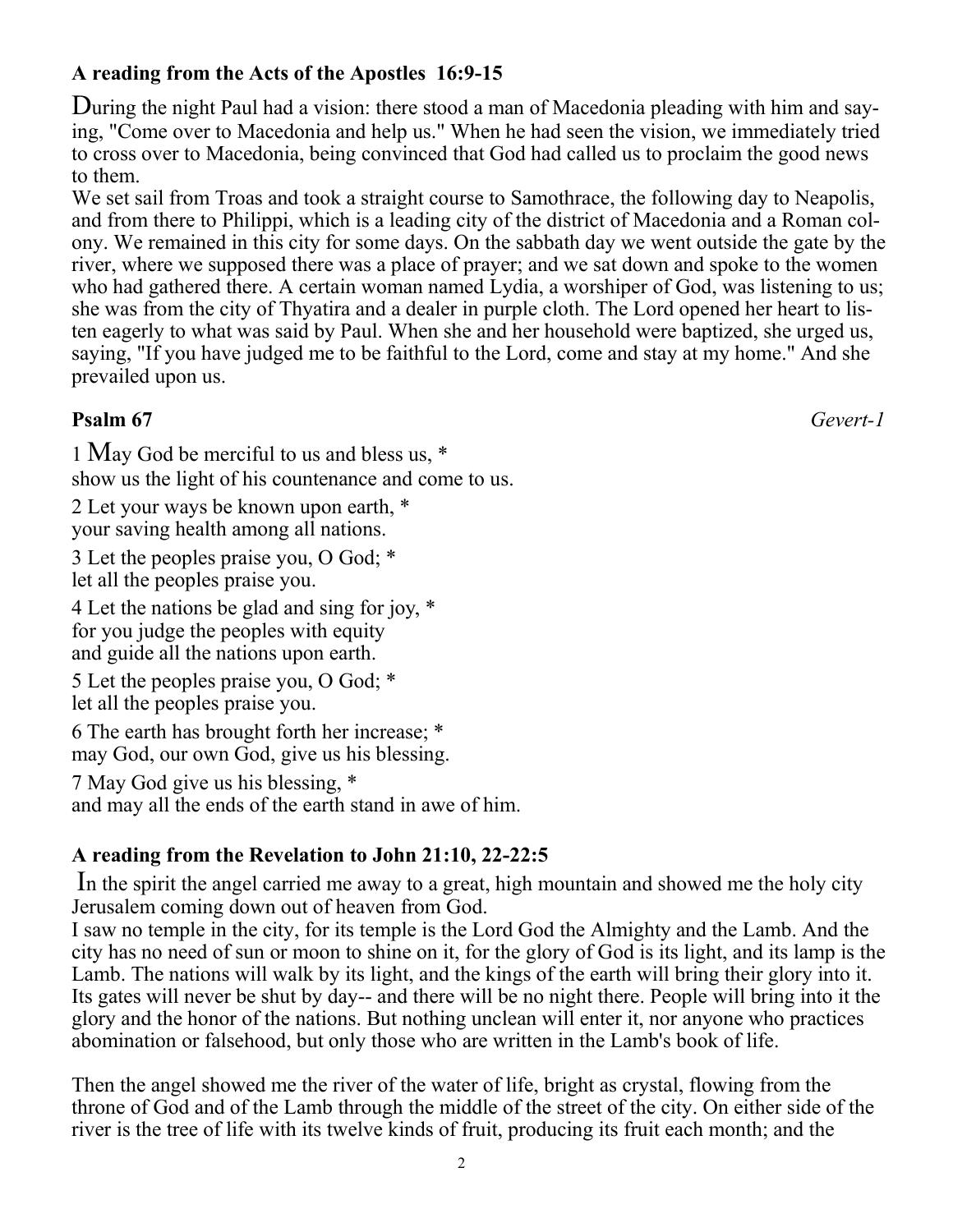**A reading from the Acts of the Apostles 16:9-15**

During the night Paul had a vision: there stood a man of Macedonia pleading with him and saying, "Come over to Macedonia and help us." When he had seen the vision, we immediately tried to cross over to Macedonia, being convinced that God had called us to proclaim the good news to them.

We set sail from Troas and took a straight course to Samothrace, the following day to Neapolis, and from there to Philippi, which is a leading city of the district of Macedonia and a Roman colony. We remained in this city for some days. On the sabbath day we went outside the gate by the river, where we supposed there was a place of prayer; and we sat down and spoke to the women who had gathered there. A certain woman named Lydia, a worshiper of God, was listening to us; she was from the city of Thyatira and a dealer in purple cloth. The Lord opened her heart to listen eagerly to what was said by Paul. When she and her household were baptized, she urged us, saying, "If you have judged me to be faithful to the Lord, come and stay at my home." And she prevailed upon us.

**Psalm 67** *Gevert-1*

1 May God be merciful to us and bless us, *
show us the light of his countenance and come to us.

2 Let your ways be known upon earth, *
your saving health among all nations.

3 Let the peoples praise you, O God; *
let all the peoples praise you.

4 Let the nations be glad and sing for joy, *
for you judge the peoples with equity
and guide all the nations upon earth.

5 Let the peoples praise you, O God; *
let all the peoples praise you.

6 The earth has brought forth her increase; *
may God, our own God, give us his blessing.

7 May God give us his blessing, *
and may all the ends of the earth stand in awe of him.

**A reading from the Revelation to John 21:10, 22-22:5**

In the spirit the angel carried me away to a great, high mountain and showed me the holy city Jerusalem coming down out of heaven from God.

I saw no temple in the city, for its temple is the Lord God the Almighty and the Lamb. And the city has no need of sun or moon to shine on it, for the glory of God is its light, and its lamp is the Lamb. The nations will walk by its light, and the kings of the earth will bring their glory into it. Its gates will never be shut by day-- and there will be no night there. People will bring into it the glory and the honor of the nations. But nothing unclean will enter it, nor anyone who practices abomination or falsehood, but only those who are written in the Lamb's book of life.

Then the angel showed me the river of the water of life, bright as crystal, flowing from the throne of God and of the Lamb through the middle of the street of the city. On either side of the river is the tree of life with its twelve kinds of fruit, producing its fruit each month; and the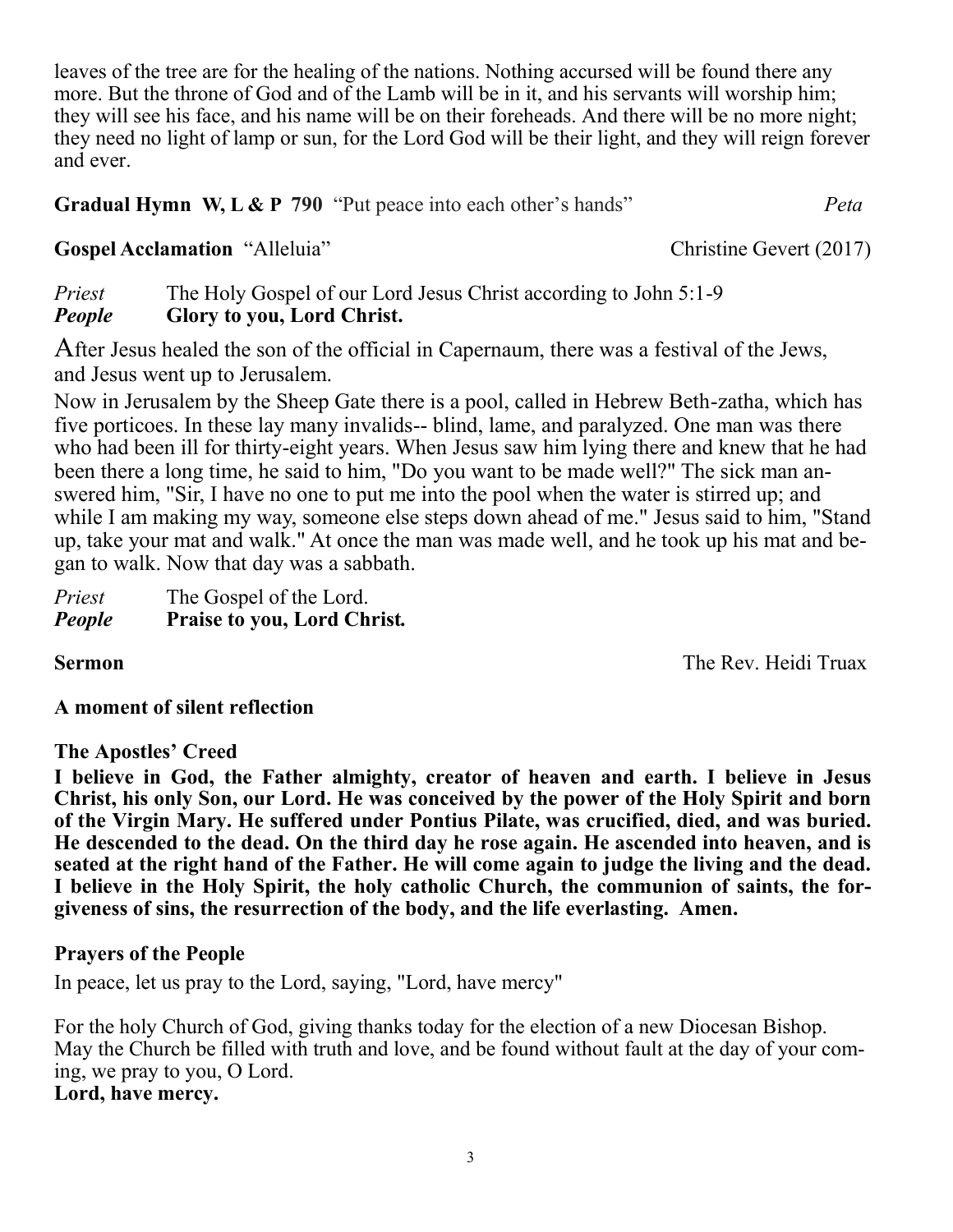leaves of the tree are for the healing of the nations. Nothing accursed will be found there any more. But the throne of God and of the Lamb will be in it, and his servants will worship him; they will see his face, and his name will be on their foreheads. And there will be no more night; they need no light of lamp or sun, for the Lord God will be their light, and they will reign forever and ever.

**Gradual Hymn W, L & P 790** "Put peace into each other's hands" *Peta*

**Gospel Acclamation** "Alleluia" Christine Gevert (2017)

*Priest* The Holy Gospel of our Lord Jesus Christ according to John 5:1-9
***People*** **Glory to you, Lord Christ.**

After Jesus healed the son of the official in Capernaum, there was a festival of the Jews, and Jesus went up to Jerusalem.

Now in Jerusalem by the Sheep Gate there is a pool, called in Hebrew Beth-zatha, which has five porticoes. In these lay many invalids-- blind, lame, and paralyzed. One man was there who had been ill for thirty-eight years. When Jesus saw him lying there and knew that he had been there a long time, he said to him, "Do you want to be made well?" The sick man answered him, "Sir, I have no one to put me into the pool when the water is stirred up; and while I am making my way, someone else steps down ahead of me." Jesus said to him, "Stand up, take your mat and walk." At once the man was made well, and he took up his mat and began to walk. Now that day was a sabbath.

*Priest* The Gospel of the Lord.
***People*** **Praise to you, Lord Christ.**

**Sermon** The Rev. Heidi Truax

**A moment of silent reflection**

**The Apostles' Creed**

**I believe in God, the Father almighty, creator of heaven and earth. I believe in Jesus Christ, his only Son, our Lord. He was conceived by the power of the Holy Spirit and born of the Virgin Mary. He suffered under Pontius Pilate, was crucified, died, and was buried. He descended to the dead. On the third day he rose again. He ascended into heaven, and is seated at the right hand of the Father. He will come again to judge the living and the dead. I believe in the Holy Spirit, the holy catholic Church, the communion of saints, the forgiveness of sins, the resurrection of the body, and the life everlasting. Amen.**

**Prayers of the People**

In peace, let us pray to the Lord, saying, "Lord, have mercy"

For the holy Church of God, giving thanks today for the election of a new Diocesan Bishop. May the Church be filled with truth and love, and be found without fault at the day of your coming, we pray to you, O Lord.
**Lord, have mercy.**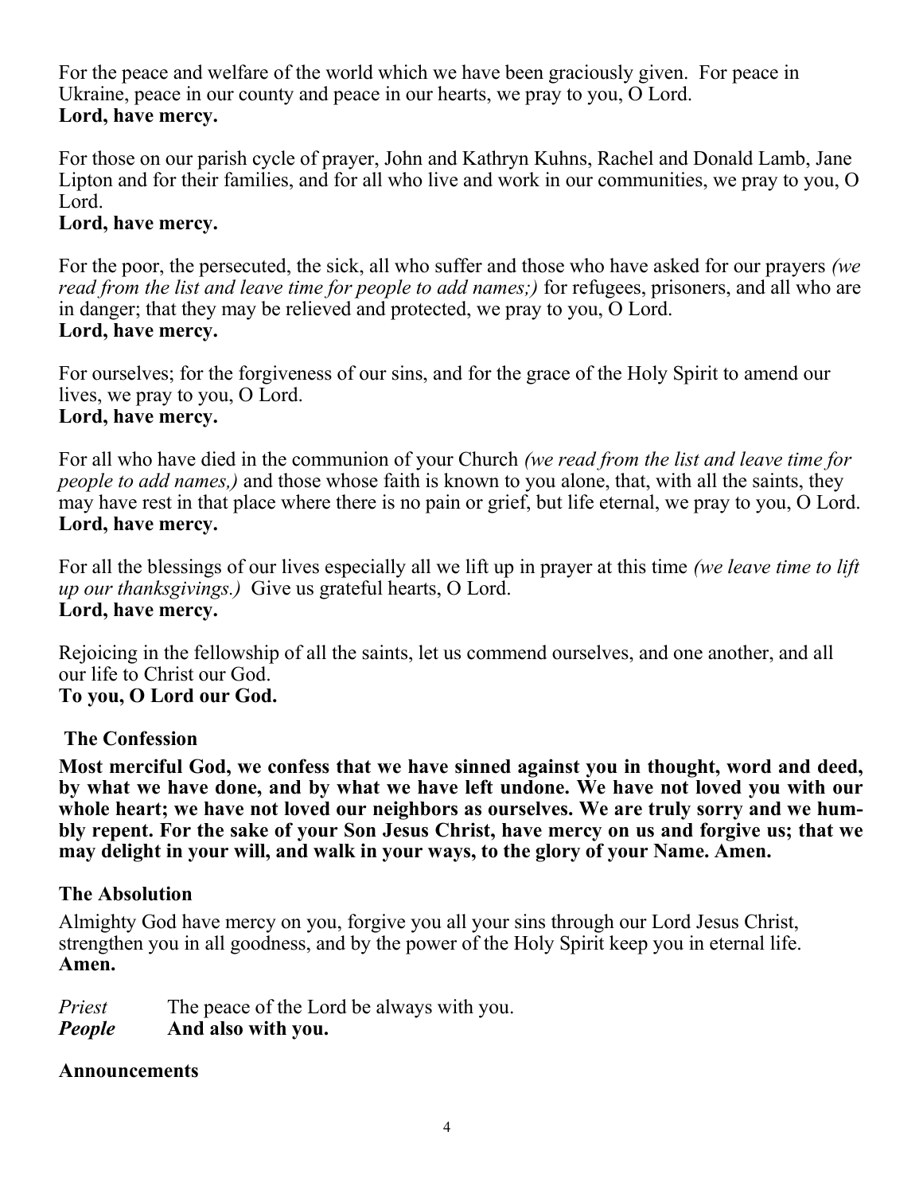For the peace and welfare of the world which we have been graciously given. For peace in Ukraine, peace in our county and peace in our hearts, we pray to you, O Lord.
**Lord, have mercy.**

For those on our parish cycle of prayer, John and Kathryn Kuhns, Rachel and Donald Lamb, Jane Lipton and for their families, and for all who live and work in our communities, we pray to you, O Lord.
**Lord, have mercy.**

For the poor, the persecuted, the sick, all who suffer and those who have asked for our prayers *(we read from the list and leave time for people to add names;)* for refugees, prisoners, and all who are in danger; that they may be relieved and protected, we pray to you, O Lord.
**Lord, have mercy.**

For ourselves; for the forgiveness of our sins, and for the grace of the Holy Spirit to amend our lives, we pray to you, O Lord.
**Lord, have mercy.**

For all who have died in the communion of your Church *(we read from the list and leave time for people to add names,)* and those whose faith is known to you alone, that, with all the saints, they may have rest in that place where there is no pain or grief, but life eternal, we pray to you, O Lord.
**Lord, have mercy.**

For all the blessings of our lives especially all we lift up in prayer at this time *(we leave time to lift up our thanksgivings.)* Give us grateful hearts, O Lord.
**Lord, have mercy.**

Rejoicing in the fellowship of all the saints, let us commend ourselves, and one another, and all our life to Christ our God.
**To you, O Lord our God.**

**The Confession**

**Most merciful God, we confess that we have sinned against you in thought, word and deed, by what we have done, and by what we have left undone. We have not loved you with our whole heart; we have not loved our neighbors as ourselves. We are truly sorry and we humbly repent. For the sake of your Son Jesus Christ, have mercy on us and forgive us; that we may delight in your will, and walk in your ways, to the glory of your Name. Amen.**

**The Absolution**

Almighty God have mercy on you, forgive you all your sins through our Lord Jesus Christ, strengthen you in all goodness, and by the power of the Holy Spirit keep you in eternal life.
**Amen.**

*Priest* The peace of the Lord be always with you.
***People*** **And also with you.**

**Announcements**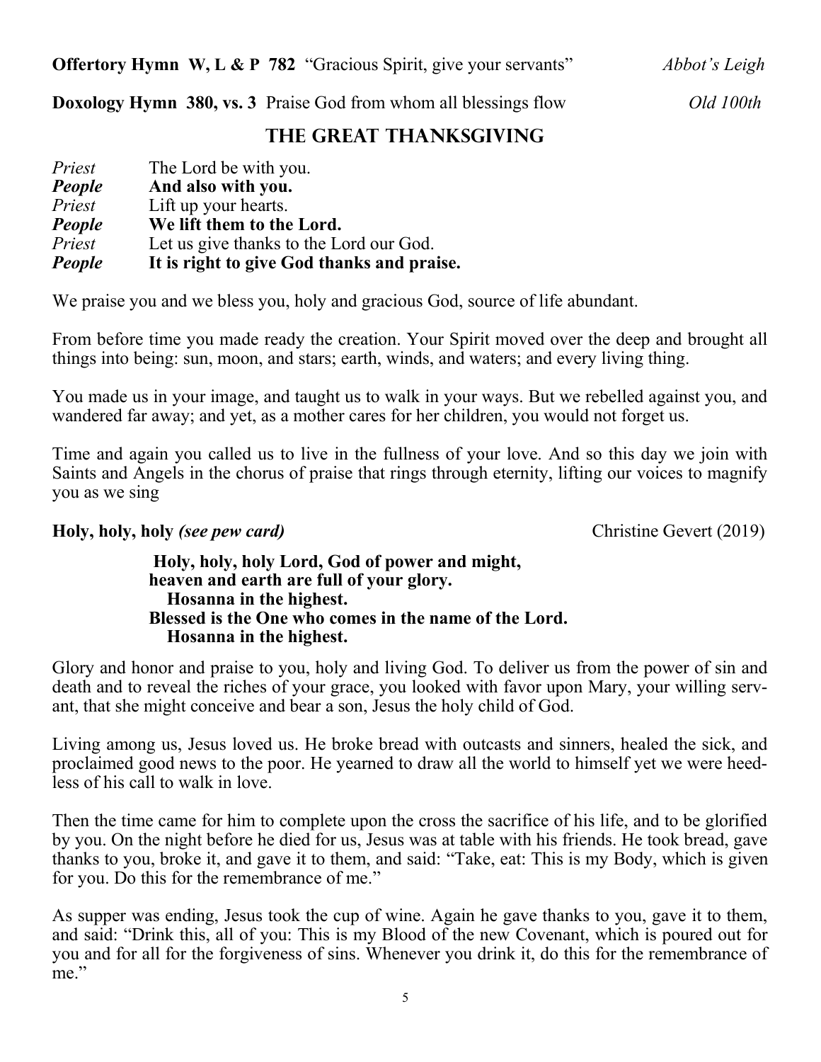**Offertory Hymn W, L & P 782** "Gracious Spirit, give your servants" *Abbot's Leigh*

**Doxology Hymn 380, vs. 3** Praise God from whom all blessings flow *Old 100th*

## THE GREAT THANKSGIVING

*Priest* The Lord be with you.
***People*** **And also with you.**
*Priest* Lift up your hearts.
***People*** **We lift them to the Lord.**
*Priest* Let us give thanks to the Lord our God.
***People*** **It is right to give God thanks and praise.**

We praise you and we bless you, holy and gracious God, source of life abundant.

From before time you made ready the creation. Your Spirit moved over the deep and brought all things into being: sun, moon, and stars; earth, winds, and waters; and every living thing.

You made us in your image, and taught us to walk in your ways. But we rebelled against you, and wandered far away; and yet, as a mother cares for her children, you would not forget us.

Time and again you called us to live in the fullness of your love. And so this day we join with Saints and Angels in the chorus of praise that rings through eternity, lifting our voices to magnify you as we sing

**Holy, holy, holy** ***(see pew card)*** Christine Gevert (2019)

**Holy, holy, holy Lord, God of power and might,**
**heaven and earth are full of your glory.**
**Hosanna in the highest.**
**Blessed is the One who comes in the name of the Lord.**
**Hosanna in the highest.**

Glory and honor and praise to you, holy and living God. To deliver us from the power of sin and death and to reveal the riches of your grace, you looked with favor upon Mary, your willing servant, that she might conceive and bear a son, Jesus the holy child of God.

Living among us, Jesus loved us. He broke bread with outcasts and sinners, healed the sick, and proclaimed good news to the poor. He yearned to draw all the world to himself yet we were heedless of his call to walk in love.

Then the time came for him to complete upon the cross the sacrifice of his life, and to be glorified by you. On the night before he died for us, Jesus was at table with his friends. He took bread, gave thanks to you, broke it, and gave it to them, and said: "Take, eat: This is my Body, which is given for you. Do this for the remembrance of me."

As supper was ending, Jesus took the cup of wine. Again he gave thanks to you, gave it to them, and said: "Drink this, all of you: This is my Blood of the new Covenant, which is poured out for you and for all for the forgiveness of sins. Whenever you drink it, do this for the remembrance of me."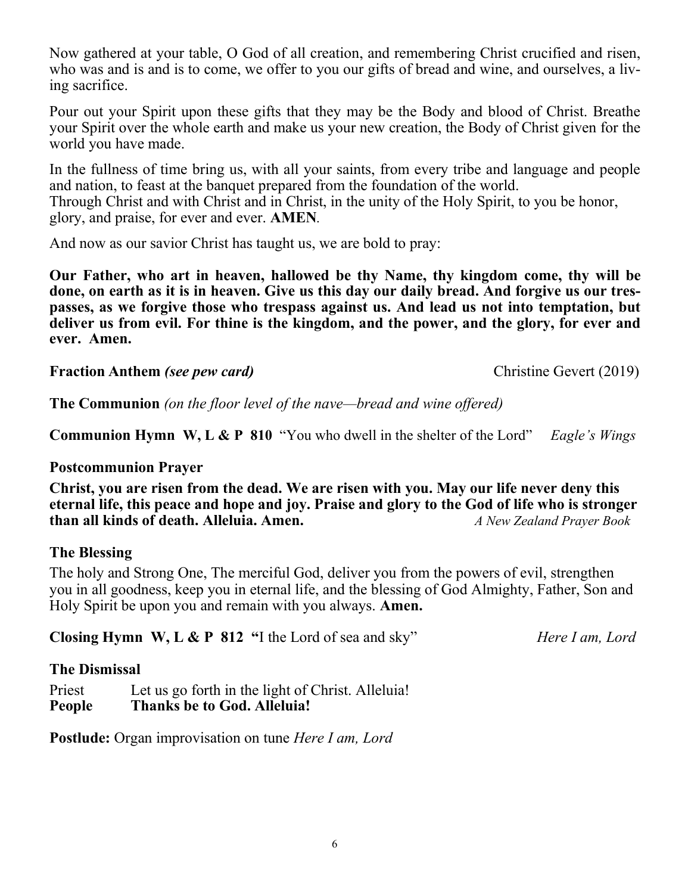Now gathered at your table, O God of all creation, and remembering Christ crucified and risen, who was and is and is to come, we offer to you our gifts of bread and wine, and ourselves, a living sacrifice.

Pour out your Spirit upon these gifts that they may be the Body and blood of Christ. Breathe your Spirit over the whole earth and make us your new creation, the Body of Christ given for the world you have made.

In the fullness of time bring us, with all your saints, from every tribe and language and people and nation, to feast at the banquet prepared from the foundation of the world.
Through Christ and with Christ and in Christ, in the unity of the Holy Spirit, to you be honor, glory, and praise, for ever and ever. **AMEN**.

And now as our savior Christ has taught us, we are bold to pray:

**Our Father, who art in heaven, hallowed be thy Name, thy kingdom come, thy will be done, on earth as it is in heaven. Give us this day our daily bread. And forgive us our trespasses, as we forgive those who trespass against us. And lead us not into temptation, but deliver us from evil. For thine is the kingdom, and the power, and the glory, for ever and ever. Amen.**

**Fraction Anthem** ***(see pew card)*** Christine Gevert (2019)

**The Communion** *(on the floor level of the nave—bread and wine offered)*

**Communion Hymn W, L & P 810** "You who dwell in the shelter of the Lord" *Eagle's Wings*

**Postcommunion Prayer**

**Christ, you are risen from the dead. We are risen with you. May our life never deny this eternal life, this peace and hope and joy. Praise and glory to the God of life who is stronger than all kinds of death. Alleluia. Amen.** *A New Zealand Prayer Book*

**The Blessing**

The holy and Strong One, The merciful God, deliver you from the powers of evil, strengthen you in all goodness, keep you in eternal life, and the blessing of God Almighty, Father, Son and Holy Spirit be upon you and remain with you always. **Amen.**

**Closing Hymn W, L & P 812 "**I the Lord of sea and sky" *Here I am, Lord*

**The Dismissal**

Priest Let us go forth in the light of Christ. Alleluia!
**People Thanks be to God. Alleluia!**

**Postlude:** Organ improvisation on tune *Here I am, Lord*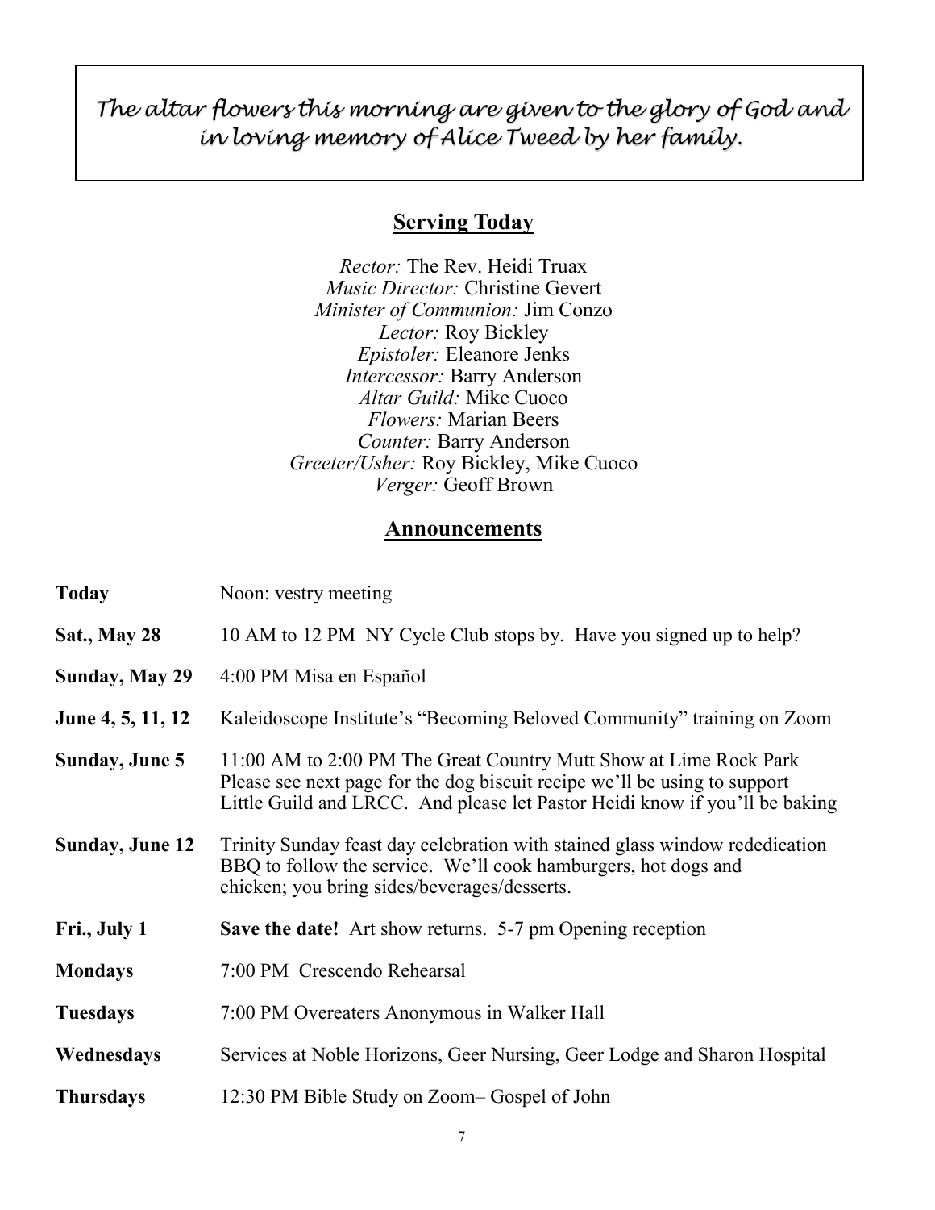*The altar flowers this morning are given to the glory of God and in loving memory of Alice Tweed by her family.*

## Serving Today

*Rector:* The Rev. Heidi Truax
*Music Director:* Christine Gevert
*Minister of Communion:* Jim Conzo
*Lector:* Roy Bickley
*Epistoler:* Eleanore Jenks
*Intercessor:* Barry Anderson
*Altar Guild:* Mike Cuoco
*Flowers:* Marian Beers
*Counter:* Barry Anderson
*Greeter/Usher:* Roy Bickley, Mike Cuoco
*Verger:* Geoff Brown

## Announcements

| | |
|---|---|
| **Today** | Noon: vestry meeting |
| **Sat., May 28** | 10 AM to 12 PM NY Cycle Club stops by. Have you signed up to help? |
| **Sunday, May 29** | 4:00 PM Misa en Español |
| **June 4, 5, 11, 12** | Kaleidoscope Institute's "Becoming Beloved Community" training on Zoom |
| **Sunday, June 5** | 11:00 AM to 2:00 PM The Great Country Mutt Show at Lime Rock Park Please see next page for the dog biscuit recipe we'll be using to support Little Guild and LRCC. And please let Pastor Heidi know if you'll be baking |
| **Sunday, June 12** | Trinity Sunday feast day celebration with stained glass window rededication BBQ to follow the service. We'll cook hamburgers, hot dogs and chicken; you bring sides/beverages/desserts. |
| **Fri., July 1** | **Save the date!** Art show returns. 5-7 pm Opening reception |
| **Mondays** | 7:00 PM Crescendo Rehearsal |
| **Tuesdays** | 7:00 PM Overeaters Anonymous in Walker Hall |
| **Wednesdays** | Services at Noble Horizons, Geer Nursing, Geer Lodge and Sharon Hospital |
| **Thursdays** | 12:30 PM Bible Study on Zoom– Gospel of John |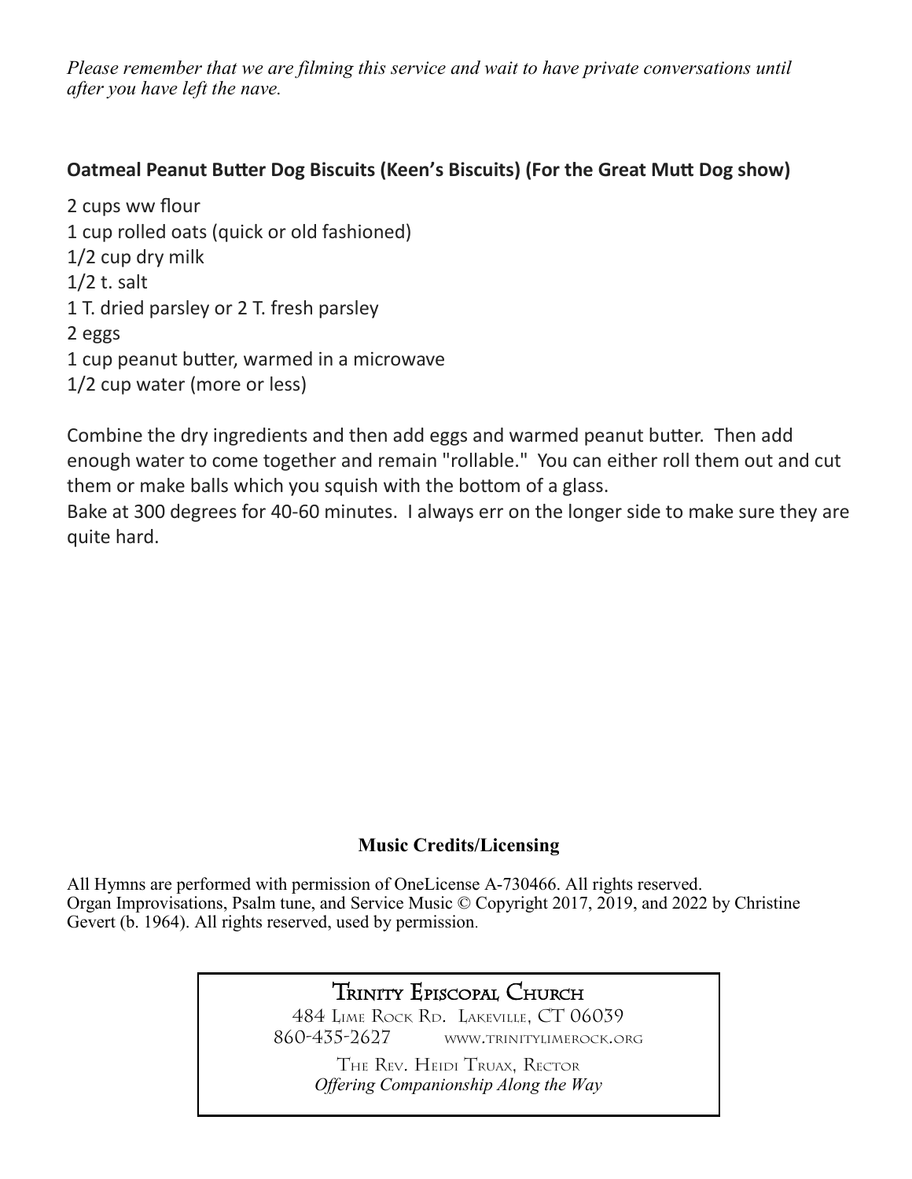*Please remember that we are filming this service and wait to have private conversations until after you have left the nave.*

**Oatmeal Peanut Butter Dog Biscuits (Keen's Biscuits) (For the Great Mutt Dog show)**

2 cups ww flour
1 cup rolled oats (quick or old fashioned)
1/2 cup dry milk
1/2 t. salt
1 T. dried parsley or 2 T. fresh parsley
2 eggs
1 cup peanut butter, warmed in a microwave
1/2 cup water (more or less)

Combine the dry ingredients and then add eggs and warmed peanut butter. Then add enough water to come together and remain "rollable." You can either roll them out and cut them or make balls which you squish with the bottom of a glass.
Bake at 300 degrees for 40-60 minutes. I always err on the longer side to make sure they are quite hard.

**Music Credits/Licensing**

All Hymns are performed with permission of OneLicense A-730466. All rights reserved.
Organ Improvisations, Psalm tune, and Service Music © Copyright 2017, 2019, and 2022 by Christine Gevert (b. 1964). All rights reserved, used by permission.

TRINITY EPISCOPAL CHURCH
484 LIME ROCK RD. LAKEVILLE, CT 06039
860-435-2627 WWW.TRINITYLIMEROCK.ORG
THE REV. HEIDI TRUAX, RECTOR
*Offering Companionship Along the Way*